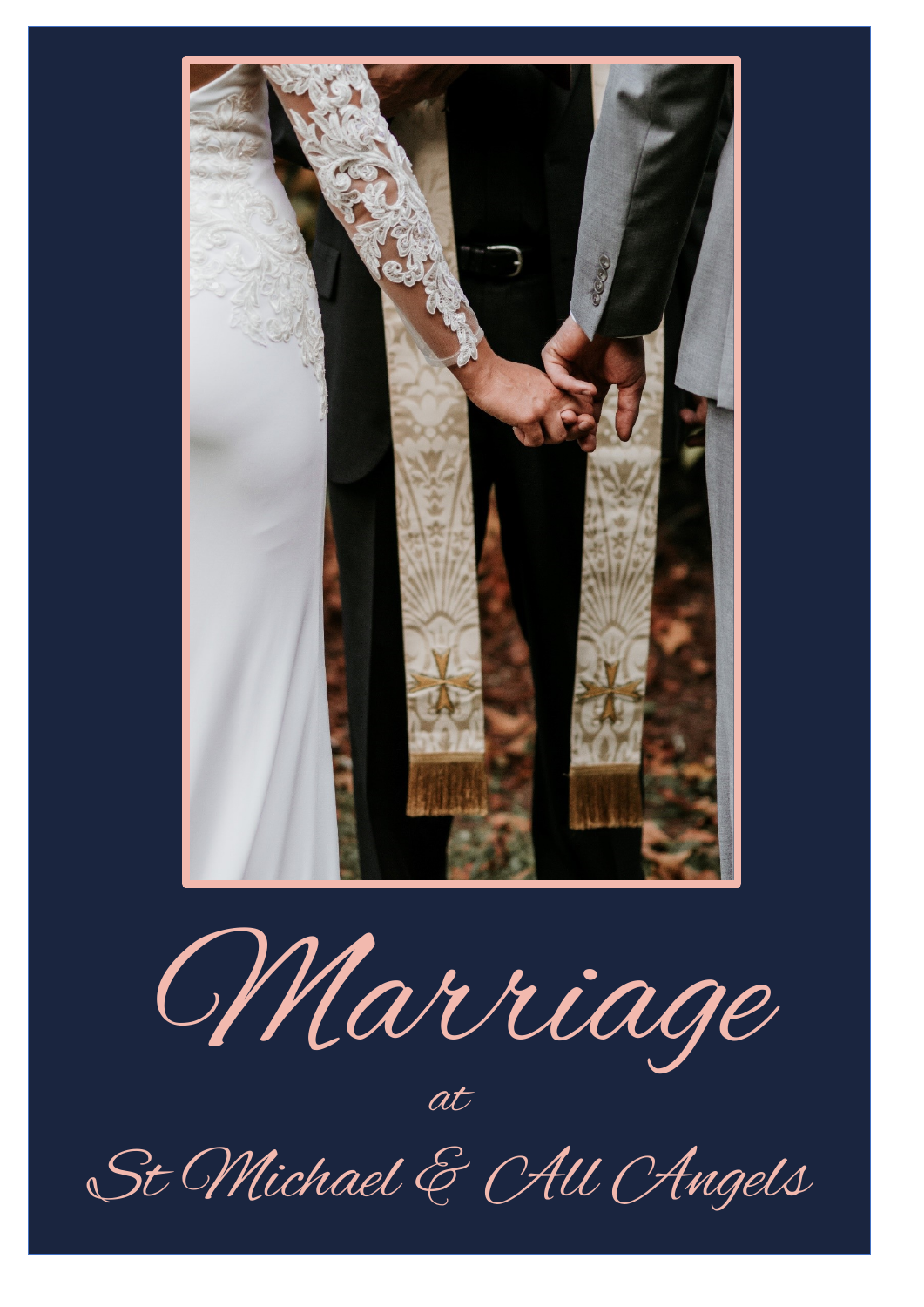# Marriage

at

## St Michael & All Angels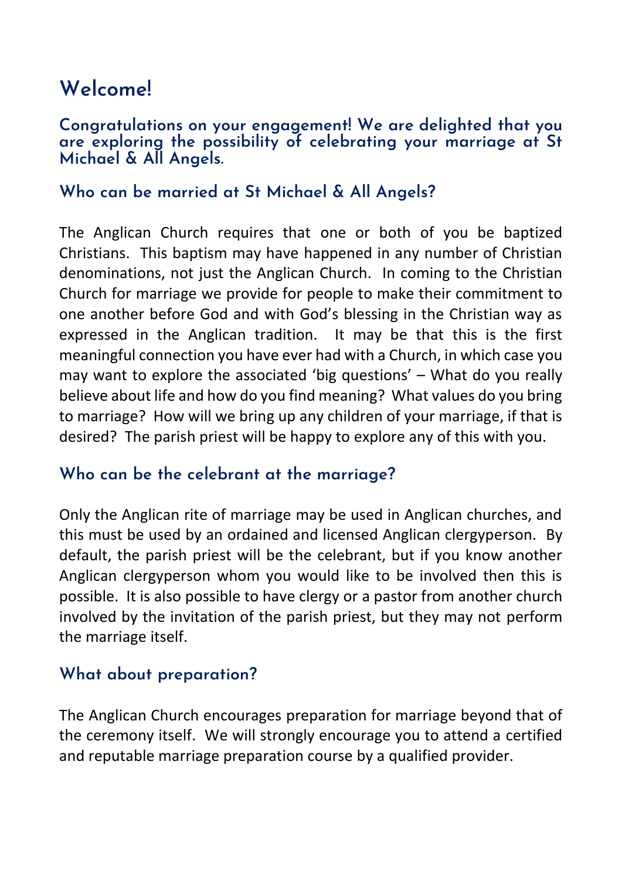# Welcome!

**Congratulations on your engagement! We are delighted that you are exploring the possibility of celebrating your marriage at St Michael & All Angels.**

## Who can be married at St Michael & All Angels?

The Anglican Church requires that one or both of you be baptized Christians. This baptism may have happened in any number of Christian denominations, not just the Anglican Church. In coming to the Christian Church for marriage we provide for people to make their commitment to one another before God and with God's blessing in the Christian way as expressed in the Anglican tradition. It may be that this is the first meaningful connection you have ever had with a Church, in which case you may want to explore the associated 'big questions' – What do you really believe about life and how do you find meaning? What values do you bring to marriage? How will we bring up any children of your marriage, if that is desired? The parish priest will be happy to explore any of this with you.

## Who can be the celebrant at the marriage?

Only the Anglican rite of marriage may be used in Anglican churches, and this must be used by an ordained and licensed Anglican clergyperson. By default, the parish priest will be the celebrant, but if you know another Anglican clergyperson whom you would like to be involved then this is possible. It is also possible to have clergy or a pastor from another church involved by the invitation of the parish priest, but they may not perform the marriage itself.

## What about preparation?

The Anglican Church encourages preparation for marriage beyond that of the ceremony itself. We will strongly encourage you to attend a certified and reputable marriage preparation course by a qualified provider.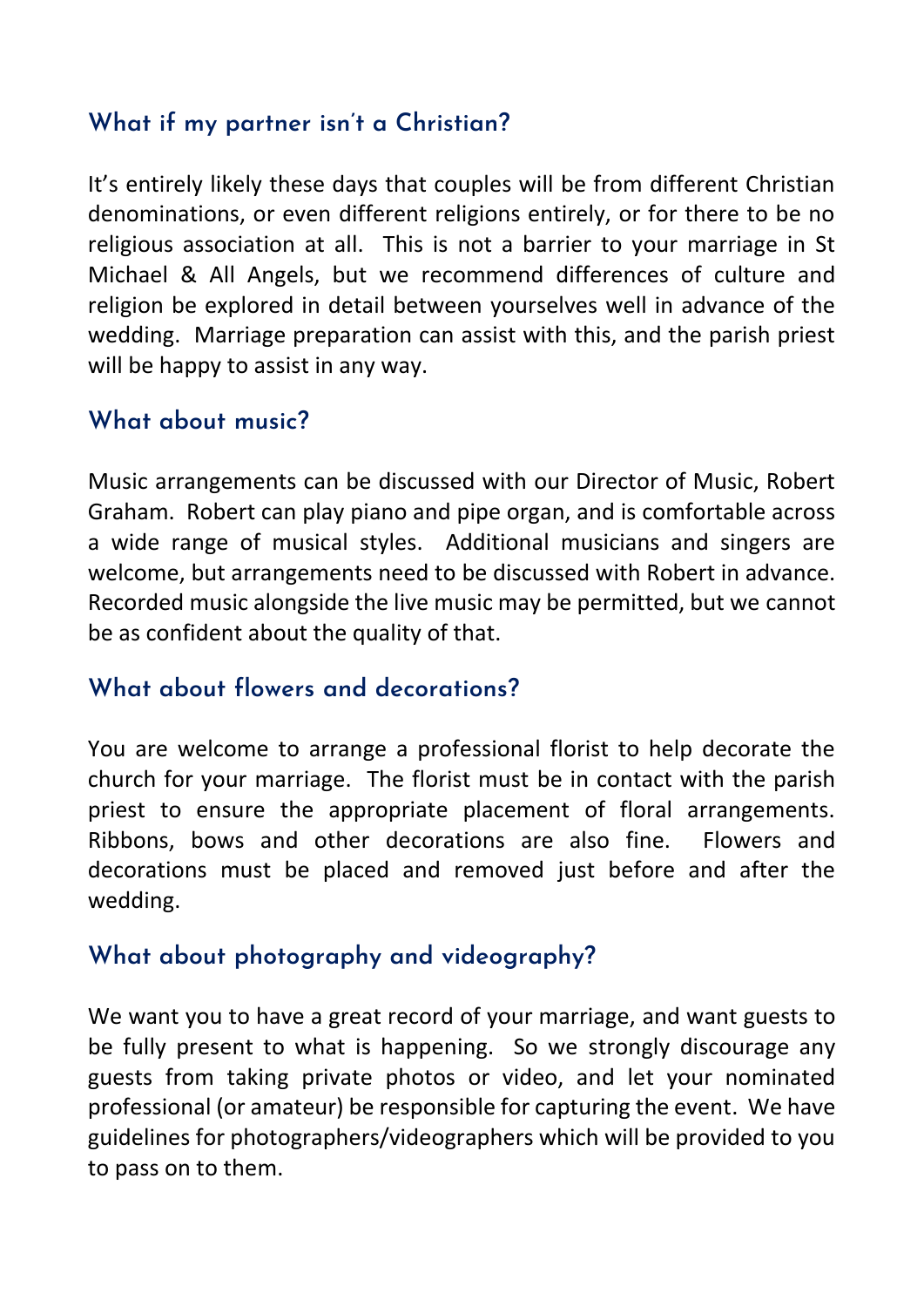## What if my partner isn't a Christian?

It's entirely likely these days that couples will be from different Christian denominations, or even different religions entirely, or for there to be no religious association at all. This is not a barrier to your marriage in St Michael & All Angels, but we recommend differences of culture and religion be explored in detail between yourselves well in advance of the wedding. Marriage preparation can assist with this, and the parish priest will be happy to assist in any way.

## What about music?

Music arrangements can be discussed with our Director of Music, Robert Graham. Robert can play piano and pipe organ, and is comfortable across a wide range of musical styles. Additional musicians and singers are welcome, but arrangements need to be discussed with Robert in advance. Recorded music alongside the live music may be permitted, but we cannot be as confident about the quality of that.

## What about flowers and decorations?

You are welcome to arrange a professional florist to help decorate the church for your marriage. The florist must be in contact with the parish priest to ensure the appropriate placement of floral arrangements. Ribbons, bows and other decorations are also fine. Flowers and decorations must be placed and removed just before and after the wedding.

## What about photography and videography?

We want you to have a great record of your marriage, and want guests to be fully present to what is happening. So we strongly discourage any guests from taking private photos or video, and let your nominated professional (or amateur) be responsible for capturing the event. We have guidelines for photographers/videographers which will be provided to you to pass on to them.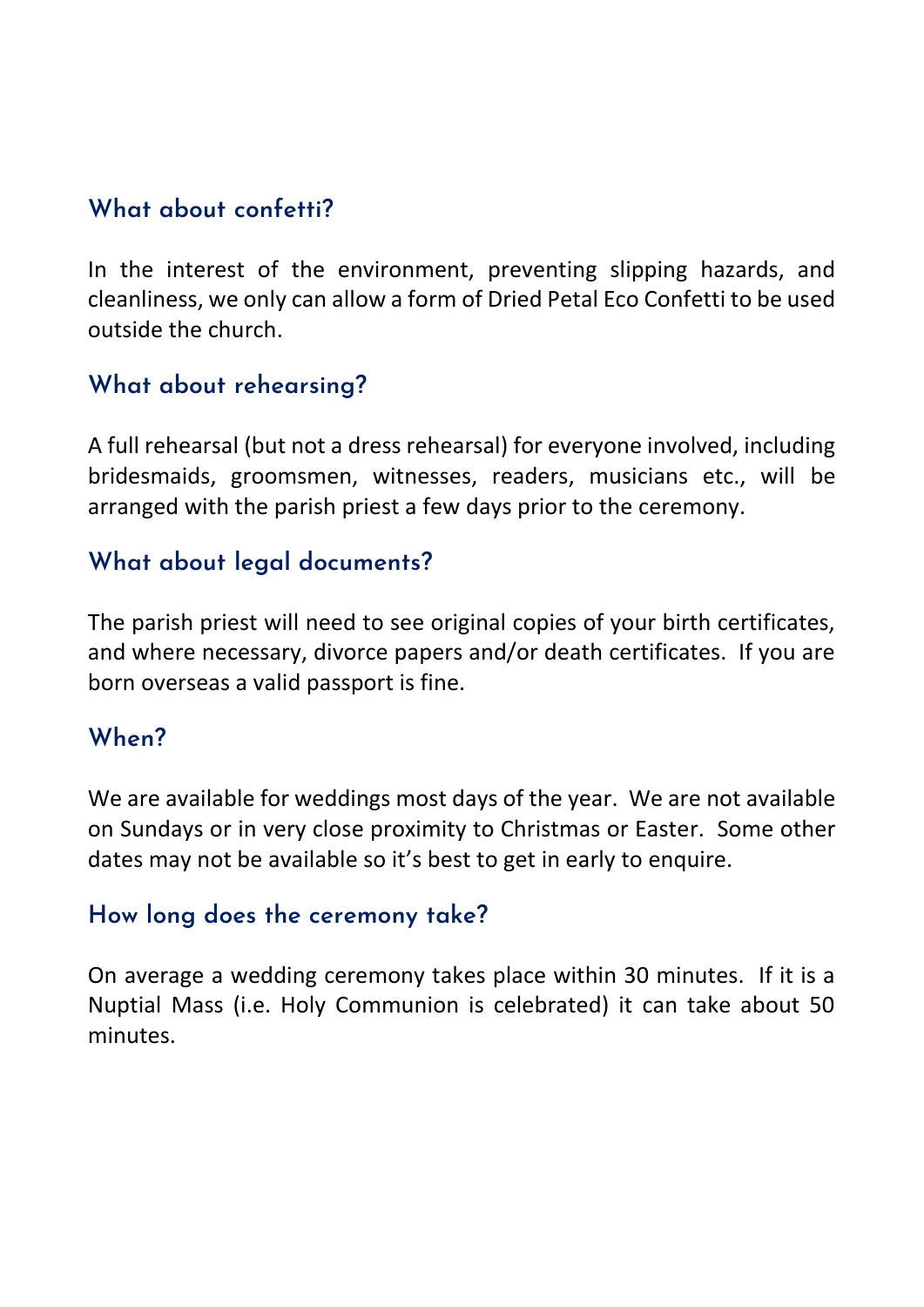## What about confetti?

In the interest of the environment, preventing slipping hazards, and cleanliness, we only can allow a form of Dried Petal Eco Confetti to be used outside the church.

## What about rehearsing?

A full rehearsal (but not a dress rehearsal) for everyone involved, including bridesmaids, groomsmen, witnesses, readers, musicians etc., will be arranged with the parish priest a few days prior to the ceremony.

## What about legal documents?

The parish priest will need to see original copies of your birth certificates, and where necessary, divorce papers and/or death certificates. If you are born overseas a valid passport is fine.

## When?

We are available for weddings most days of the year. We are not available on Sundays or in very close proximity to Christmas or Easter. Some other dates may not be available so it's best to get in early to enquire.

## How long does the ceremony take?

On average a wedding ceremony takes place within 30 minutes. If it is a Nuptial Mass (i.e. Holy Communion is celebrated) it can take about 50 minutes.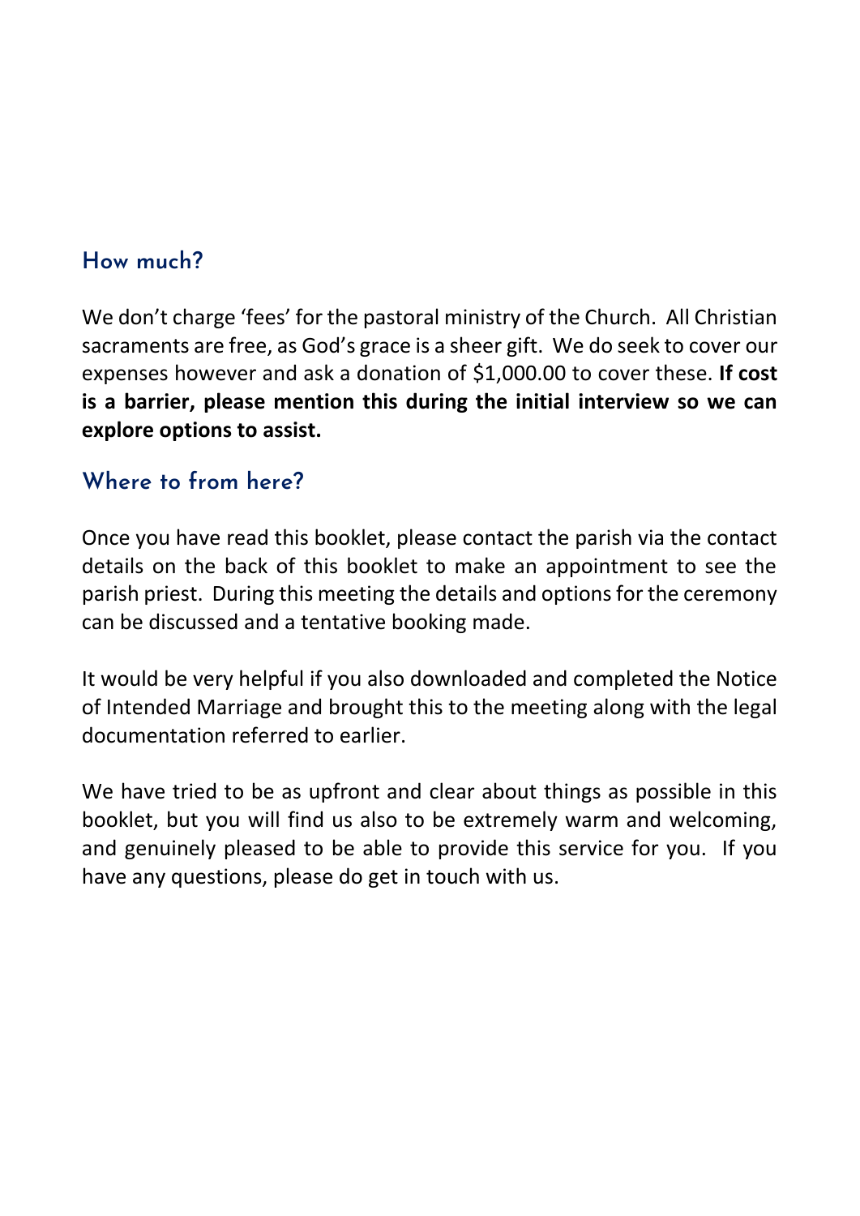## How much?

We don't charge 'fees' for the pastoral ministry of the Church. All Christian sacraments are free, as God's grace is a sheer gift. We do seek to cover our expenses however and ask a donation of $1,000.00 to cover these. **If cost is a barrier, please mention this during the initial interview so we can explore options to assist.**

## Where to from here?

Once you have read this booklet, please contact the parish via the contact details on the back of this booklet to make an appointment to see the parish priest. During this meeting the details and options for the ceremony can be discussed and a tentative booking made.

It would be very helpful if you also downloaded and completed the Notice of Intended Marriage and brought this to the meeting along with the legal documentation referred to earlier.

We have tried to be as upfront and clear about things as possible in this booklet, but you will find us also to be extremely warm and welcoming, and genuinely pleased to be able to provide this service for you. If you have any questions, please do get in touch with us.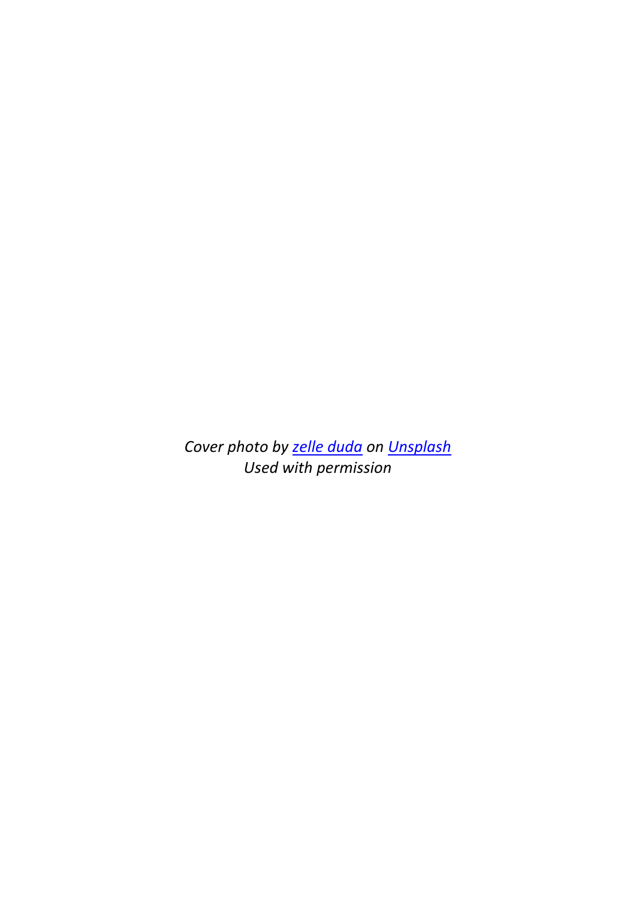*Cover photo by [zelle duda]() on [Unsplash]()*
*Used with permission*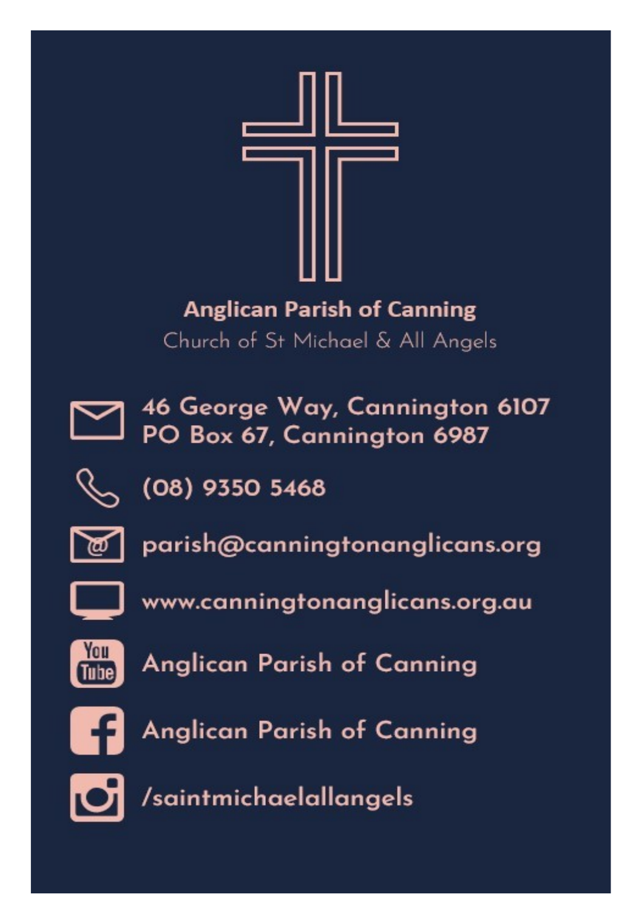**Anglican Parish of Canning**

Church of St Michael & All Angels

46 George Way, Cannington 6107
PO Box 67, Cannington 6987

(08) 9350 5468

parish@canningtonanglicans.org

www.canningtonanglicans.org.au

Anglican Parish of Canning

Anglican Parish of Canning

/saintmichaelallangels